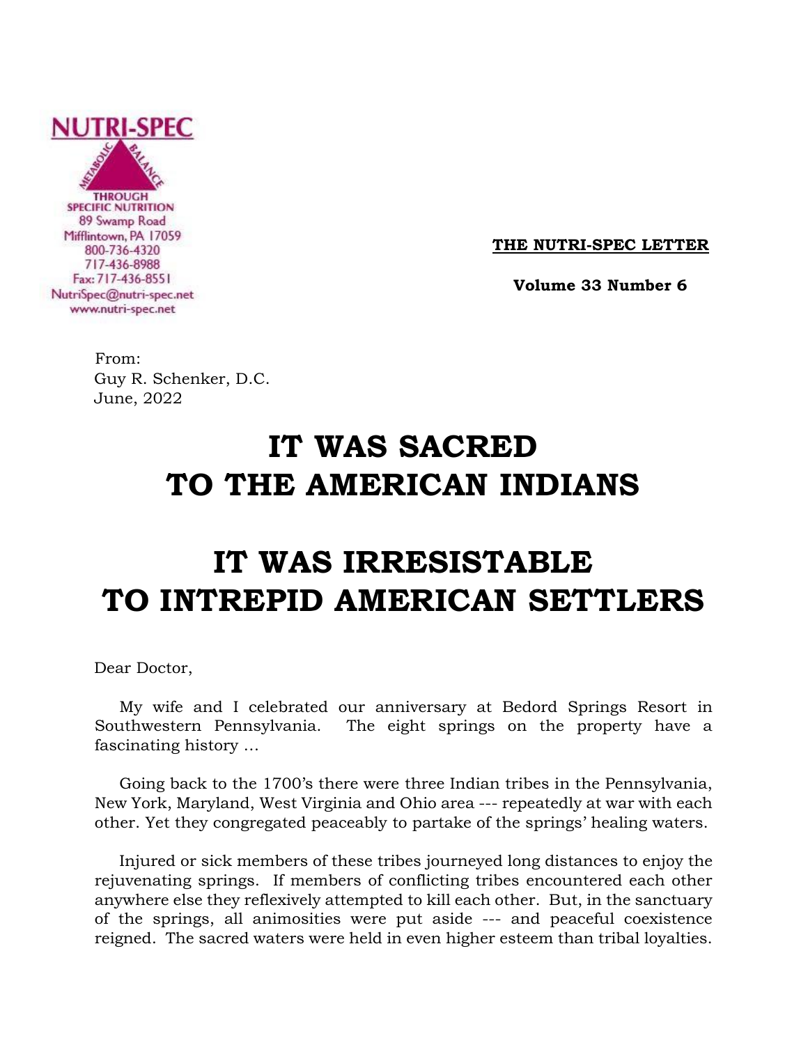NUTRI-SPEC

METABOLIC BALANCE THROUGH SPECIFIC NUTRITION

89 Swamp Road
Mifflintown, PA 17059
800-736-4320
717-436-8988
Fax: 717-436-8551
NutriSpec@nutri-spec.net
www.nutri-spec.net

**THE NUTRI-SPEC LETTER**

**Volume 33 Number 6**

From:
Guy R. Schenker, D.C.
June, 2022

# IT WAS SACRED TO THE AMERICAN INDIANS

# IT WAS IRRESISTABLE TO INTREPID AMERICAN SETTLERS

Dear Doctor,

My wife and I celebrated our anniversary at Bedord Springs Resort in Southwestern Pennsylvania. The eight springs on the property have a fascinating history …

Going back to the 1700's there were three Indian tribes in the Pennsylvania, New York, Maryland, West Virginia and Ohio area --- repeatedly at war with each other. Yet they congregated peaceably to partake of the springs' healing waters.

Injured or sick members of these tribes journeyed long distances to enjoy the rejuvenating springs. If members of conflicting tribes encountered each other anywhere else they reflexively attempted to kill each other. But, in the sanctuary of the springs, all animosities were put aside --- and peaceful coexistence reigned. The sacred waters were held in even higher esteem than tribal loyalties.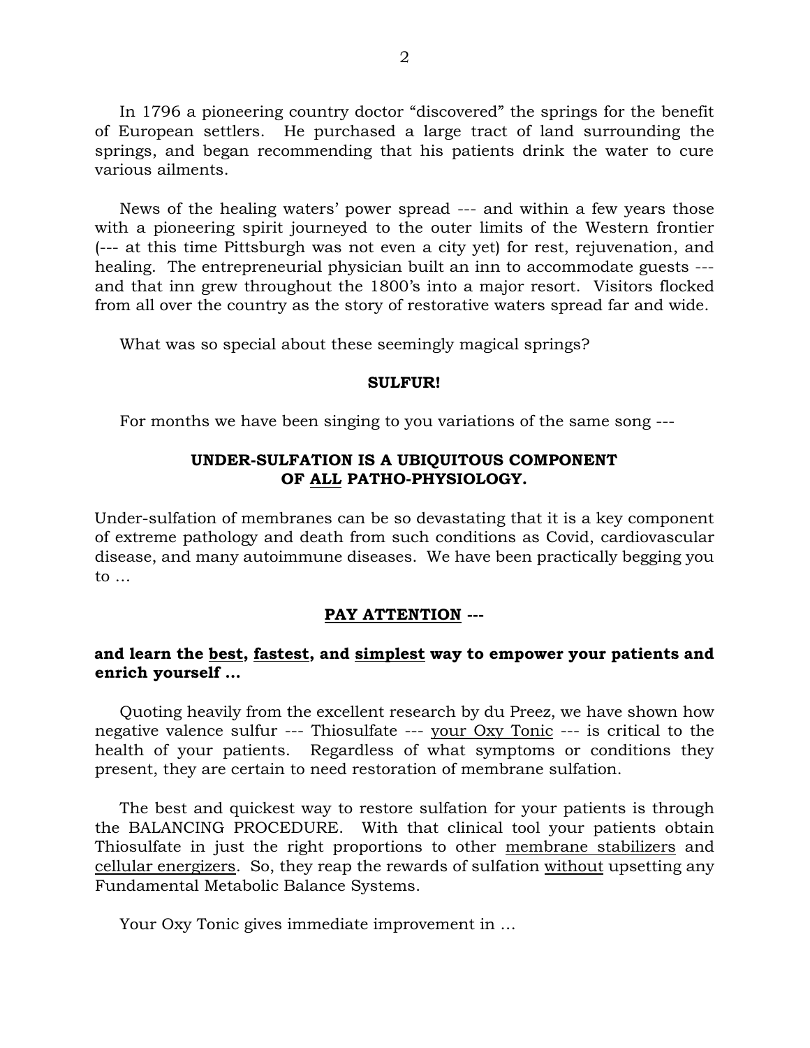In 1796 a pioneering country doctor "discovered" the springs for the benefit of European settlers. He purchased a large tract of land surrounding the springs, and began recommending that his patients drink the water to cure various ailments.

News of the healing waters' power spread --- and within a few years those with a pioneering spirit journeyed to the outer limits of the Western frontier (--- at this time Pittsburgh was not even a city yet) for rest, rejuvenation, and healing. The entrepreneurial physician built an inn to accommodate guests --- and that inn grew throughout the 1800's into a major resort. Visitors flocked from all over the country as the story of restorative waters spread far and wide.

What was so special about these seemingly magical springs?

**SULFUR!**

For months we have been singing to you variations of the same song ---

**UNDER-SULFATION IS A UBIQUITOUS COMPONENT OF <u>ALL</u> PATHO-PHYSIOLOGY.**

Under-sulfation of membranes can be so devastating that it is a key component of extreme pathology and death from such conditions as Covid, cardiovascular disease, and many autoimmune diseases. We have been practically begging you to …

**<u>PAY ATTENTION</u> ---**

**and learn the <u>best</u>, <u>fastest</u>, and <u>simplest</u> way to empower your patients and enrich yourself …**

Quoting heavily from the excellent research by du Preez, we have shown how negative valence sulfur --- Thiosulfate --- <u>your Oxy Tonic</u> --- is critical to the health of your patients. Regardless of what symptoms or conditions they present, they are certain to need restoration of membrane sulfation.

The best and quickest way to restore sulfation for your patients is through the BALANCING PROCEDURE. With that clinical tool your patients obtain Thiosulfate in just the right proportions to other <u>membrane stabilizers</u> and <u>cellular energizers</u>. So, they reap the rewards of sulfation <u>without</u> upsetting any Fundamental Metabolic Balance Systems.

Your Oxy Tonic gives immediate improvement in …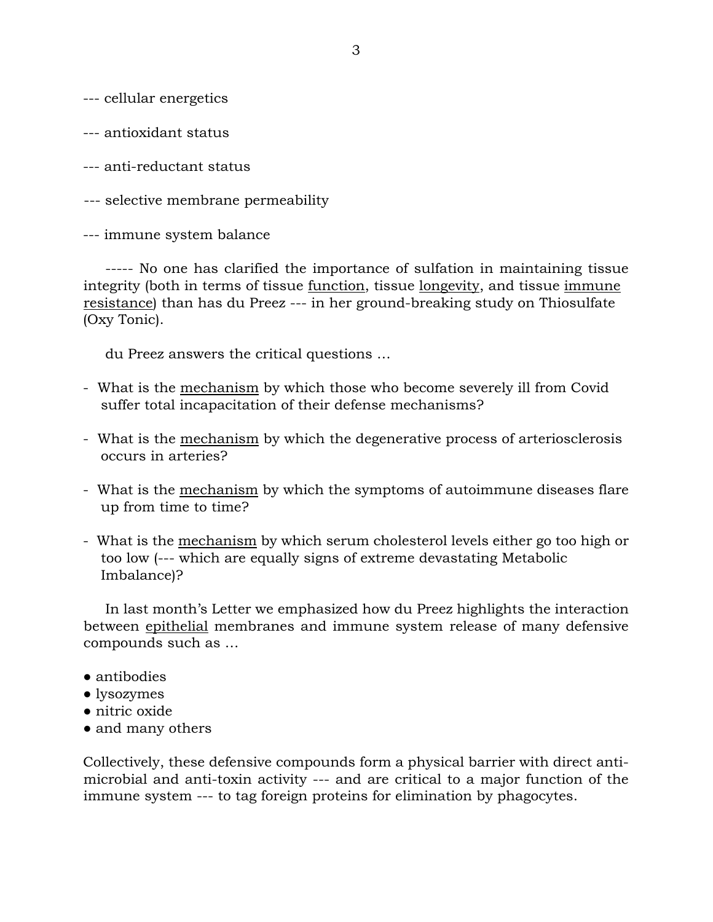--- cellular energetics

--- antioxidant status

--- anti-reductant status

--- selective membrane permeability

--- immune system balance

----- No one has clarified the importance of sulfation in maintaining tissue integrity (both in terms of tissue <u>function</u>, tissue <u>longevity</u>, and tissue <u>immune resistance</u>) than has du Preez --- in her ground-breaking study on Thiosulfate (Oxy Tonic).

du Preez answers the critical questions …

- What is the <u>mechanism</u> by which those who become severely ill from Covid suffer total incapacitation of their defense mechanisms?

- What is the <u>mechanism</u> by which the degenerative process of arteriosclerosis occurs in arteries?

- What is the <u>mechanism</u> by which the symptoms of autoimmune diseases flare up from time to time?

- What is the <u>mechanism</u> by which serum cholesterol levels either go too high or too low (--- which are equally signs of extreme devastating Metabolic Imbalance)?

In last month's Letter we emphasized how du Preez highlights the interaction between <u>epithelial</u> membranes and immune system release of many defensive compounds such as …

- antibodies
- lysozymes
- nitric oxide
- and many others

Collectively, these defensive compounds form a physical barrier with direct anti-microbial and anti-toxin activity --- and are critical to a major function of the immune system --- to tag foreign proteins for elimination by phagocytes.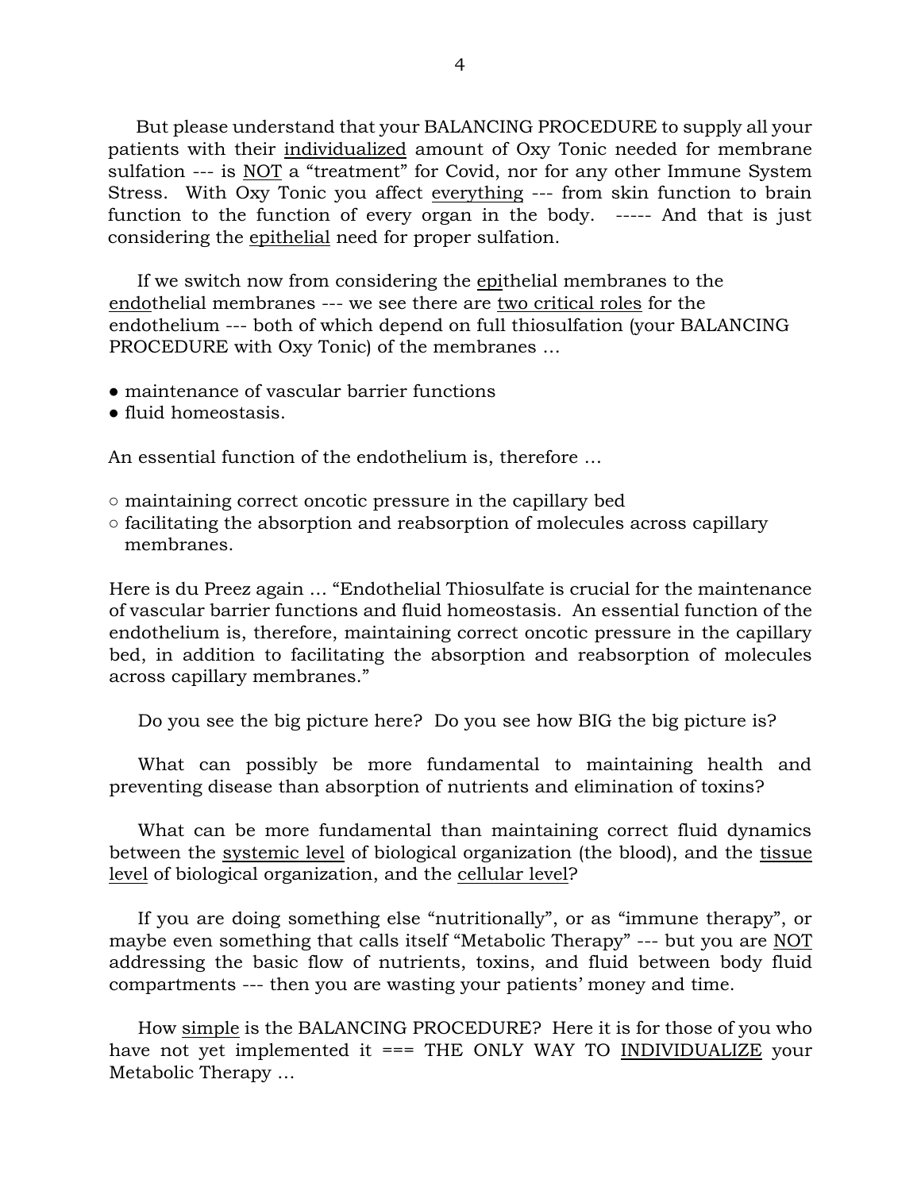But please understand that your BALANCING PROCEDURE to supply all your patients with their <u>individualized</u> amount of Oxy Tonic needed for membrane sulfation --- is <u>NOT</u> a "treatment" for Covid, nor for any other Immune System Stress. With Oxy Tonic you affect <u>everything</u> --- from skin function to brain function to the function of every organ in the body. ----- And that is just considering the <u>epithelial</u> need for proper sulfation.

If we switch now from considering the <u>epi</u>thelial membranes to the <u>endo</u>thelial membranes --- we see there are <u>two critical roles</u> for the endothelium --- both of which depend on full thiosulfation (your BALANCING PROCEDURE with Oxy Tonic) of the membranes …

- maintenance of vascular barrier functions
- fluid homeostasis.

An essential function of the endothelium is, therefore …

- maintaining correct oncotic pressure in the capillary bed
- facilitating the absorption and reabsorption of molecules across capillary membranes.

Here is du Preez again … "Endothelial Thiosulfate is crucial for the maintenance of vascular barrier functions and fluid homeostasis. An essential function of the endothelium is, therefore, maintaining correct oncotic pressure in the capillary bed, in addition to facilitating the absorption and reabsorption of molecules across capillary membranes."

Do you see the big picture here? Do you see how BIG the big picture is?

What can possibly be more fundamental to maintaining health and preventing disease than absorption of nutrients and elimination of toxins?

What can be more fundamental than maintaining correct fluid dynamics between the <u>systemic level</u> of biological organization (the blood), and the <u>tissue level</u> of biological organization, and the <u>cellular level</u>?

If you are doing something else "nutritionally", or as "immune therapy", or maybe even something that calls itself "Metabolic Therapy" --- but you are <u>NOT</u> addressing the basic flow of nutrients, toxins, and fluid between body fluid compartments --- then you are wasting your patients' money and time.

How <u>simple</u> is the BALANCING PROCEDURE? Here it is for those of you who have not yet implemented it === THE ONLY WAY TO <u>INDIVIDUALIZE</u> your Metabolic Therapy …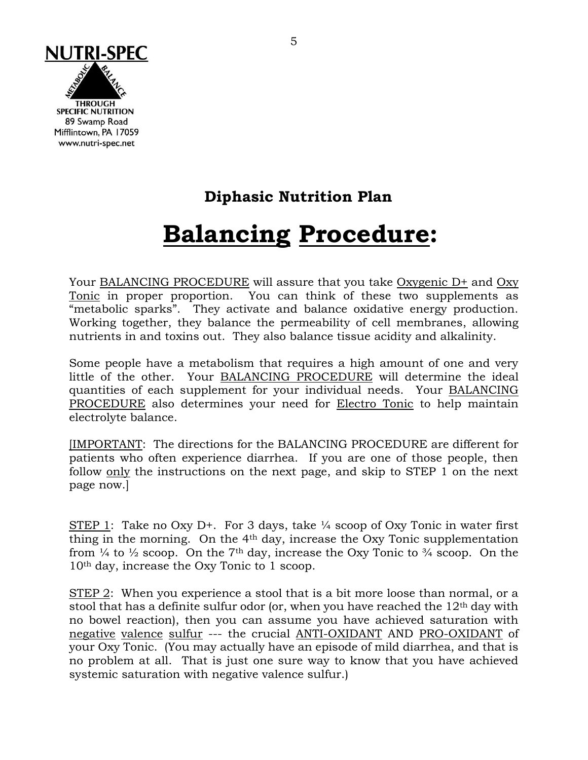NUTRI-SPEC

METABOLIC BALANCE THROUGH SPECIFIC NUTRITION

89 Swamp Road
Mifflintown, PA 17059
www.nutri-spec.net

## Diphasic Nutrition Plan

# Balancing Procedure:

Your BALANCING PROCEDURE will assure that you take Oxygenic D+ and Oxy Tonic in proper proportion. You can think of these two supplements as "metabolic sparks". They activate and balance oxidative energy production. Working together, they balance the permeability of cell membranes, allowing nutrients in and toxins out. They also balance tissue acidity and alkalinity.

Some people have a metabolism that requires a high amount of one and very little of the other. Your BALANCING PROCEDURE will determine the ideal quantities of each supplement for your individual needs. Your BALANCING PROCEDURE also determines your need for Electro Tonic to help maintain electrolyte balance.

[IMPORTANT: The directions for the BALANCING PROCEDURE are different for patients who often experience diarrhea. If you are one of those people, then follow only the instructions on the next page, and skip to STEP 1 on the next page now.]

STEP 1: Take no Oxy D+. For 3 days, take ¼ scoop of Oxy Tonic in water first thing in the morning. On the 4th day, increase the Oxy Tonic supplementation from ¼ to ½ scoop. On the 7th day, increase the Oxy Tonic to ¾ scoop. On the 10th day, increase the Oxy Tonic to 1 scoop.

STEP 2: When you experience a stool that is a bit more loose than normal, or a stool that has a definite sulfur odor (or, when you have reached the 12th day with no bowel reaction), then you can assume you have achieved saturation with negative valence sulfur --- the crucial ANTI-OXIDANT AND PRO-OXIDANT of your Oxy Tonic. (You may actually have an episode of mild diarrhea, and that is no problem at all. That is just one sure way to know that you have achieved systemic saturation with negative valence sulfur.)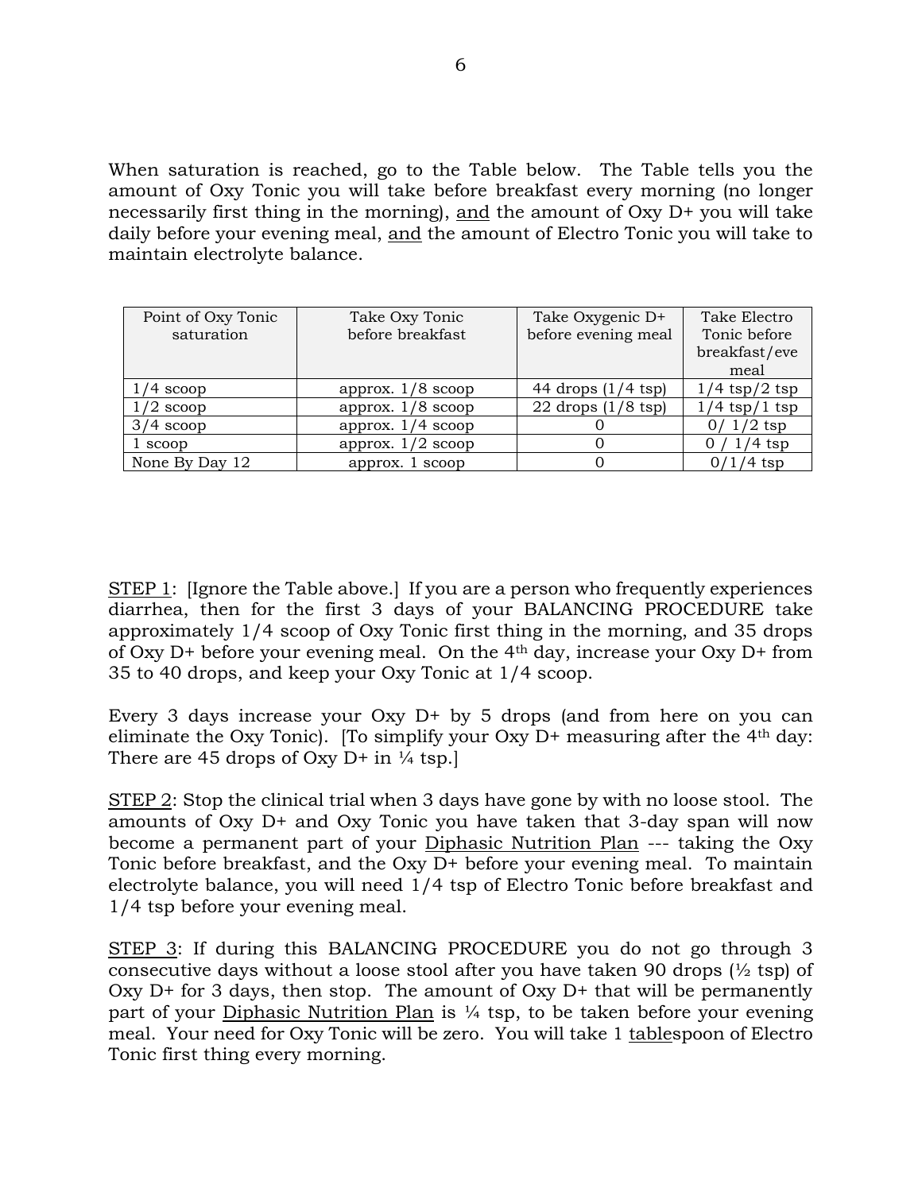When saturation is reached, go to the Table below. The Table tells you the amount of Oxy Tonic you will take before breakfast every morning (no longer necessarily first thing in the morning), <u>and</u> the amount of Oxy D+ you will take daily before your evening meal, <u>and</u> the amount of Electro Tonic you will take to maintain electrolyte balance.

| Point of Oxy Tonic saturation | Take Oxy Tonic before breakfast | Take Oxygenic D+ before evening meal | Take Electro Tonic before breakfast/eve meal |
|---|---|---|---|
| 1/4 scoop | approx. 1/8 scoop | 44 drops (1/4 tsp) | 1/4 tsp/2 tsp |
| 1/2 scoop | approx. 1/8 scoop | 22 drops (1/8 tsp) | 1/4 tsp/1 tsp |
| 3/4 scoop | approx. 1/4 scoop | 0 | 0/ 1/2 tsp |
| 1 scoop | approx. 1/2 scoop | 0 | 0 / 1/4 tsp |
| None By Day 12 | approx. 1 scoop | 0 | 0/1/4 tsp |

<u>STEP 1</u>: [Ignore the Table above.] If you are a person who frequently experiences diarrhea, then for the first 3 days of your BALANCING PROCEDURE take approximately 1/4 scoop of Oxy Tonic first thing in the morning, and 35 drops of Oxy D+ before your evening meal. On the 4th day, increase your Oxy D+ from 35 to 40 drops, and keep your Oxy Tonic at 1/4 scoop.

Every 3 days increase your Oxy D+ by 5 drops (and from here on you can eliminate the Oxy Tonic). [To simplify your Oxy D+ measuring after the 4th day: There are 45 drops of Oxy D+ in ¼ tsp.]

<u>STEP 2</u>: Stop the clinical trial when 3 days have gone by with no loose stool. The amounts of Oxy D+ and Oxy Tonic you have taken that 3-day span will now become a permanent part of your <u>Diphasic Nutrition Plan</u> --- taking the Oxy Tonic before breakfast, and the Oxy D+ before your evening meal. To maintain electrolyte balance, you will need 1/4 tsp of Electro Tonic before breakfast and 1/4 tsp before your evening meal.

<u>STEP 3</u>: If during this BALANCING PROCEDURE you do not go through 3 consecutive days without a loose stool after you have taken 90 drops (½ tsp) of Oxy D+ for 3 days, then stop. The amount of Oxy D+ that will be permanently part of your <u>Diphasic Nutrition Plan</u> is ¼ tsp, to be taken before your evening meal. Your need for Oxy Tonic will be zero. You will take 1 <u>table</u>spoon of Electro Tonic first thing every morning.